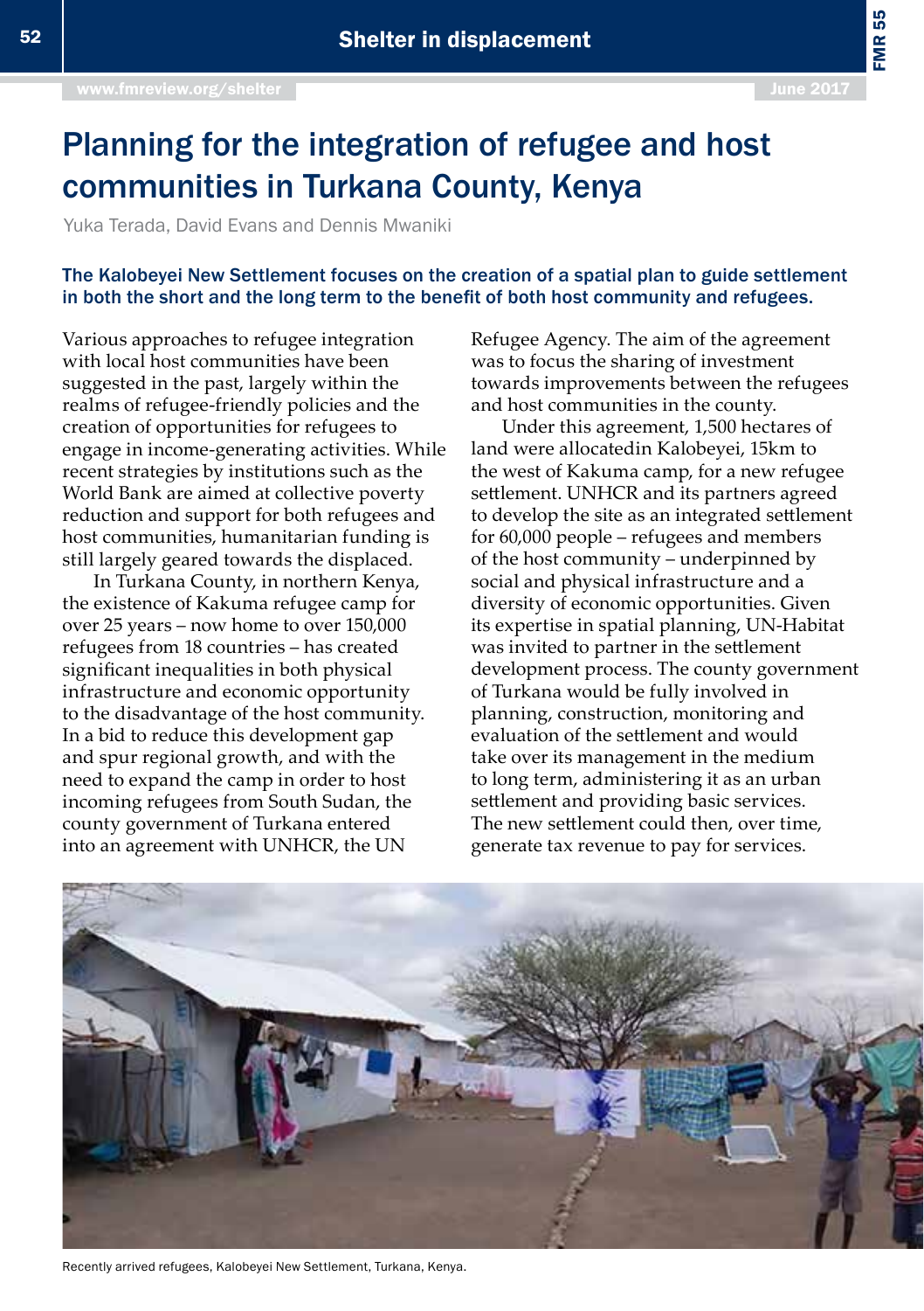# Planning for the integration of refugee and host communities in Turkana County, Kenya

Yuka Terada, David Evans and Dennis Mwaniki

**The Kalobeyei New Settlement focuses on the creation of a spatial plan to guide settlement in both the short and the long term to the benefit of both host community and refugees.**

Various approaches to refugee integration with local host communities have been suggested in the past, largely within the realms of refugee-friendly policies and the creation of opportunities for refugees to engage in income-generating activities. While recent strategies by institutions such as the World Bank are aimed at collective poverty reduction and support for both refugees and host communities, humanitarian funding is still largely geared towards the displaced.

In Turkana County, in northern Kenya, the existence of Kakuma refugee camp for over 25 years – now home to over 150,000 refugees from 18 countries – has created significant inequalities in both physical infrastructure and economic opportunity to the disadvantage of the host community. In a bid to reduce this development gap and spur regional growth, and with the need to expand the camp in order to host incoming refugees from South Sudan, the county government of Turkana entered into an agreement with UNHCR, the UN Refugee Agency. The aim of the agreement was to focus the sharing of investment towards improvements between the refugees and host communities in the county.

Under this agreement, 1,500 hectares of land were allocatedin Kalobeyei, 15km to the west of Kakuma camp, for a new refugee settlement. UNHCR and its partners agreed to develop the site as an integrated settlement for 60,000 people – refugees and members of the host community – underpinned by social and physical infrastructure and a diversity of economic opportunities. Given its expertise in spatial planning, UN-Habitat was invited to partner in the settlement development process. The county government of Turkana would be fully involved in planning, construction, monitoring and evaluation of the settlement and would take over its management in the medium to long term, administering it as an urban settlement and providing basic services. The new settlement could then, over time, generate tax revenue to pay for services.

Recently arrived refugees, Kalobeyei New Settlement, Turkana, Kenya.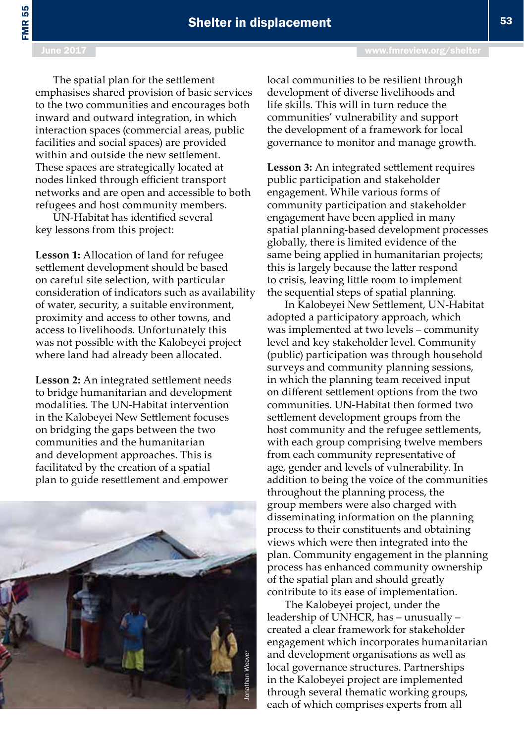The spatial plan for the settlement emphasises shared provision of basic services to the two communities and encourages both inward and outward integration, in which interaction spaces (commercial areas, public facilities and social spaces) are provided within and outside the new settlement. These spaces are strategically located at nodes linked through efficient transport networks and are open and accessible to both refugees and host community members.

UN-Habitat has identified several key lessons from this project:

**Lesson 1:** Allocation of land for refugee settlement development should be based on careful site selection, with particular consideration of indicators such as availability of water, security, a suitable environment, proximity and access to other towns, and access to livelihoods. Unfortunately this was not possible with the Kalobeyei project where land had already been allocated.

**Lesson 2:** An integrated settlement needs to bridge humanitarian and development modalities. The UN-Habitat intervention in the Kalobeyei New Settlement focuses on bridging the gaps between the two communities and the humanitarian and development approaches. This is facilitated by the creation of a spatial plan to guide resettlement and empower local communities to be resilient through development of diverse livelihoods and life skills. This will in turn reduce the communities' vulnerability and support the development of a framework for local governance to monitor and manage growth.

Jonathan Weaver

**Lesson 3:** An integrated settlement requires public participation and stakeholder engagement. While various forms of community participation and stakeholder engagement have been applied in many spatial planning-based development processes globally, there is limited evidence of the same being applied in humanitarian projects; this is largely because the latter respond to crisis, leaving little room to implement the sequential steps of spatial planning.

In Kalobeyei New Settlement, UN-Habitat adopted a participatory approach, which was implemented at two levels – community level and key stakeholder level. Community (public) participation was through household surveys and community planning sessions, in which the planning team received input on different settlement options from the two communities. UN-Habitat then formed two settlement development groups from the host community and the refugee settlements, with each group comprising twelve members from each community representative of age, gender and levels of vulnerability. In addition to being the voice of the communities throughout the planning process, the group members were also charged with disseminating information on the planning process to their constituents and obtaining views which were then integrated into the plan. Community engagement in the planning process has enhanced community ownership of the spatial plan and should greatly contribute to its ease of implementation.

The Kalobeyei project, under the leadership of UNHCR, has – unusually – created a clear framework for stakeholder engagement which incorporates humanitarian and development organisations as well as local governance structures. Partnerships in the Kalobeyei project are implemented through several thematic working groups, each of which comprises experts from all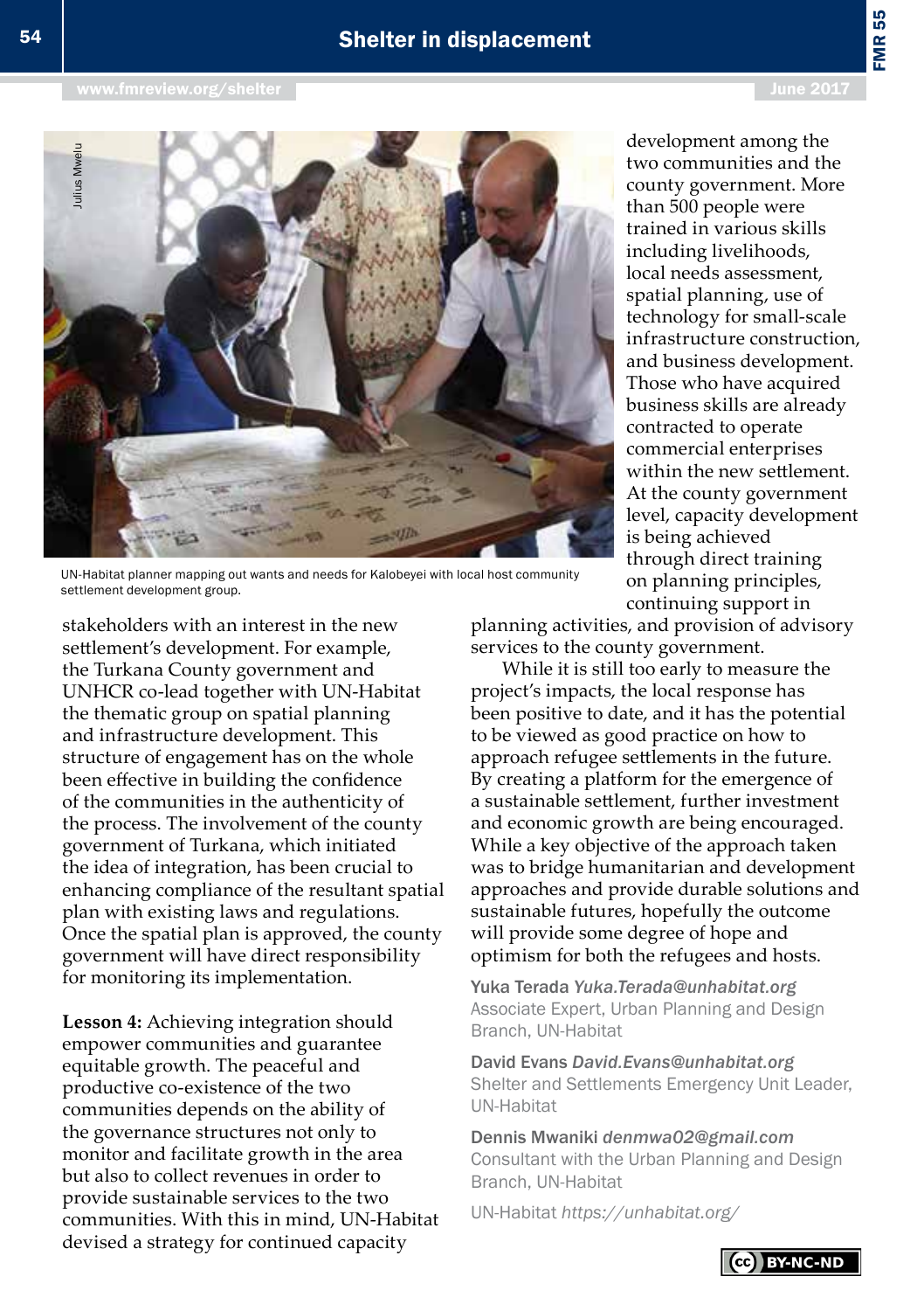UN-Habitat planner mapping out wants and needs for Kalobeyei with local host community settlement development group.

stakeholders with an interest in the new settlement's development. For example, the Turkana County government and UNHCR co-lead together with UN-Habitat the thematic group on spatial planning and infrastructure development. This structure of engagement has on the whole been effective in building the confidence of the communities in the authenticity of the process. The involvement of the county government of Turkana, which initiated the idea of integration, has been crucial to enhancing compliance of the resultant spatial plan with existing laws and regulations. Once the spatial plan is approved, the county government will have direct responsibility for monitoring its implementation.

**Lesson 4:** Achieving integration should empower communities and guarantee equitable growth. The peaceful and productive co-existence of the two communities depends on the ability of the governance structures not only to monitor and facilitate growth in the area but also to collect revenues in order to provide sustainable services to the two communities. With this in mind, UN-Habitat devised a strategy for continued capacity development among the two communities and the county government. More than 500 people were trained in various skills including livelihoods, local needs assessment, spatial planning, use of technology for small-scale infrastructure construction, and business development. Those who have acquired business skills are already contracted to operate commercial enterprises within the new settlement. At the county government level, capacity development is being achieved through direct training on planning principles, continuing support in planning activities, and provision of advisory services to the county government.

While it is still too early to measure the project's impacts, the local response has been positive to date, and it has the potential to be viewed as good practice on how to approach refugee settlements in the future. By creating a platform for the emergence of a sustainable settlement, further investment and economic growth are being encouraged. While a key objective of the approach taken was to bridge humanitarian and development approaches and provide durable solutions and sustainable futures, hopefully the outcome will provide some degree of hope and optimism for both the refugees and hosts.

Yuka Terada *Yuka.Terada@unhabitat.org*
Associate Expert, Urban Planning and Design Branch, UN-Habitat

David Evans *David.Evans@unhabitat.org*
Shelter and Settlements Emergency Unit Leader, UN-Habitat

Dennis Mwaniki *denmwa02@gmail.com*
Consultant with the Urban Planning and Design Branch, UN-Habitat

UN-Habitat *https://unhabitat.org/*